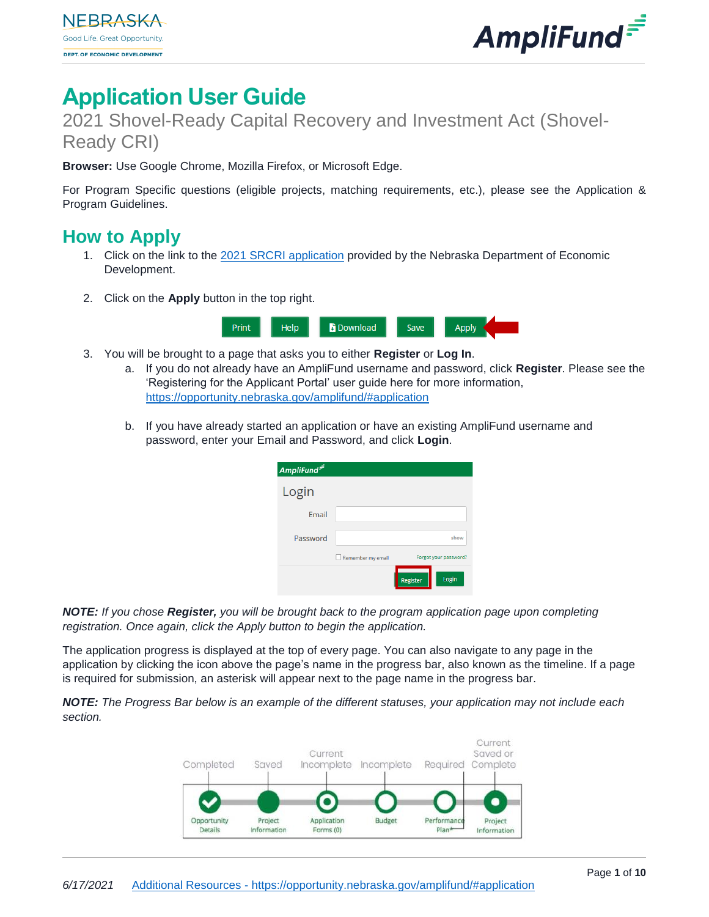# Application User Guide

2021 Shovel-Ready Capital Recovery and Investment Act (Shovel-Ready CRI)

**Browser:** Use Google Chrome, Mozilla Firefox, or Microsoft Edge.

For Program Specific questions (eligible projects, matching requirements, etc.), please see the Application & Program Guidelines.

## How to Apply

1. Click on the link to the 2021 SRCRI application provided by the Nebraska Department of Economic Development.

2. Click on the **Apply** button in the top right.

3. You will be brought to a page that asks you to either **Register** or **Log In**.
   a. If you do not already have an AmpliFund username and password, click **Register**. Please see the 'Registering for the Applicant Portal' user guide here for more information, https://opportunity.nebraska.gov/amplifund/#application

   b. If you have already started an application or have an existing AmpliFund username and password, enter your Email and Password, and click **Login**.

***NOTE:*** *If you chose* ***Register,*** *you will be brought back to the program application page upon completing registration. Once again, click the Apply button to begin the application.*

The application progress is displayed at the top of every page. You can also navigate to any page in the application by clicking the icon above the page's name in the progress bar, also known as the timeline. If a page is required for submission, an asterisk will appear next to the page name in the progress bar.

***NOTE:*** *The Progress Bar below is an example of the different statuses, your application may not include each section.*

6/17/2021 Additional Resources - https://opportunity.nebraska.gov/amplifund/#application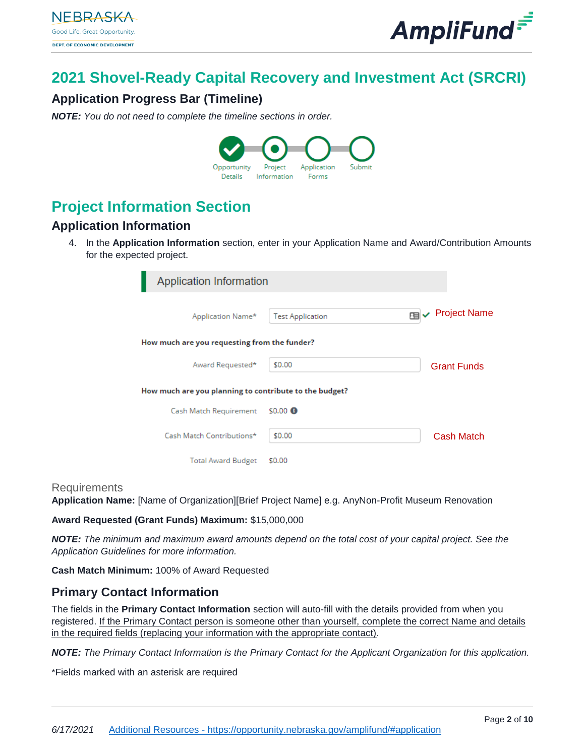# 2021 Shovel-Ready Capital Recovery and Investment Act (SRCRI)

## Application Progress Bar (Timeline)

***NOTE:*** *You do not need to complete the timeline sections in order.*

Opportunity Details — Project Information — Application Forms — Submit

# Project Information Section

## Application Information

4. In the **Application Information** section, enter in your Application Name and Award/Contribution Amounts for the expected project.

**Application Information**

Application Name* [Test Application] — Project Name

**How much are you requesting from the funder?**

Award Requested* [$0.00] — Grant Funds

**How much are you planning to contribute to the budget?**

Cash Match Requirement $0.00

Cash Match Contributions* [$0.00] — Cash Match

Total Award Budget $0.00

### Requirements

**Application Name:** [Name of Organization][Brief Project Name] e.g. AnyNon-Profit Museum Renovation

**Award Requested (Grant Funds) Maximum:** $15,000,000

***NOTE:*** *The minimum and maximum award amounts depend on the total cost of your capital project. See the Application Guidelines for more information.*

**Cash Match Minimum:** 100% of Award Requested

## Primary Contact Information

The fields in the **Primary Contact Information** section will auto-fill with the details provided from when you registered. If the Primary Contact person is someone other than yourself, complete the correct Name and details in the required fields (replacing your information with the appropriate contact).

***NOTE:*** *The Primary Contact Information is the Primary Contact for the Applicant Organization for this application.*

*Fields marked with an asterisk are required

6/17/2021 Additional Resources - https://opportunity.nebraska.gov/amplifund/#application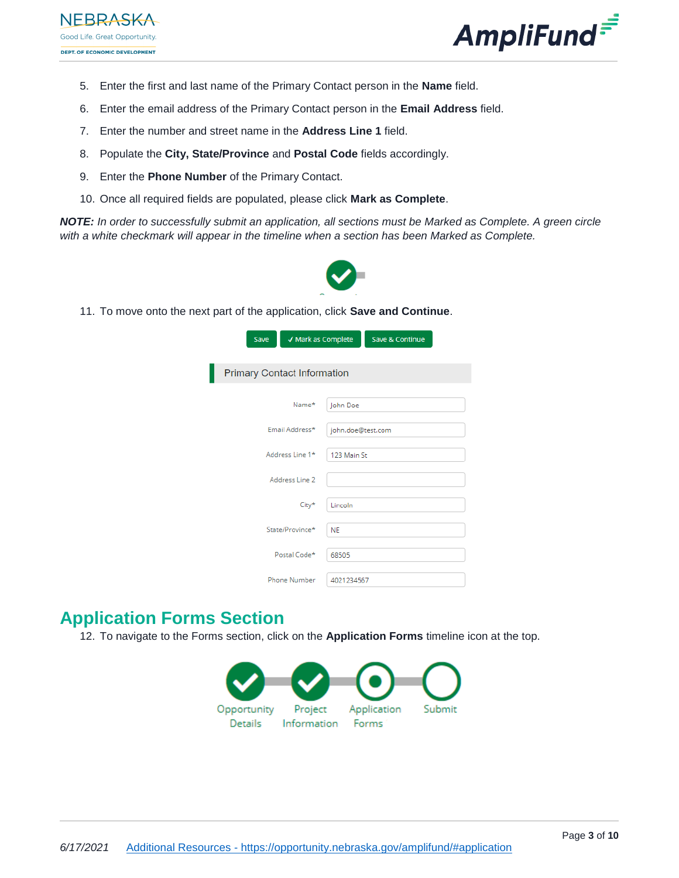5. Enter the first and last name of the Primary Contact person in the **Name** field.
6. Enter the email address of the Primary Contact person in the **Email Address** field.
7. Enter the number and street name in the **Address Line 1** field.
8. Populate the **City, State/Province** and **Postal Code** fields accordingly.
9. Enter the **Phone Number** of the Primary Contact.
10. Once all required fields are populated, please click **Mark as Complete**.

***NOTE:*** *In order to successfully submit an application, all sections must be Marked as Complete. A green circle with a white checkmark will appear in the timeline when a section has been Marked as Complete.*

11. To move onto the next part of the application, click **Save and Continue**.

## Application Forms Section

12. To navigate to the Forms section, click on the **Application Forms** timeline icon at the top.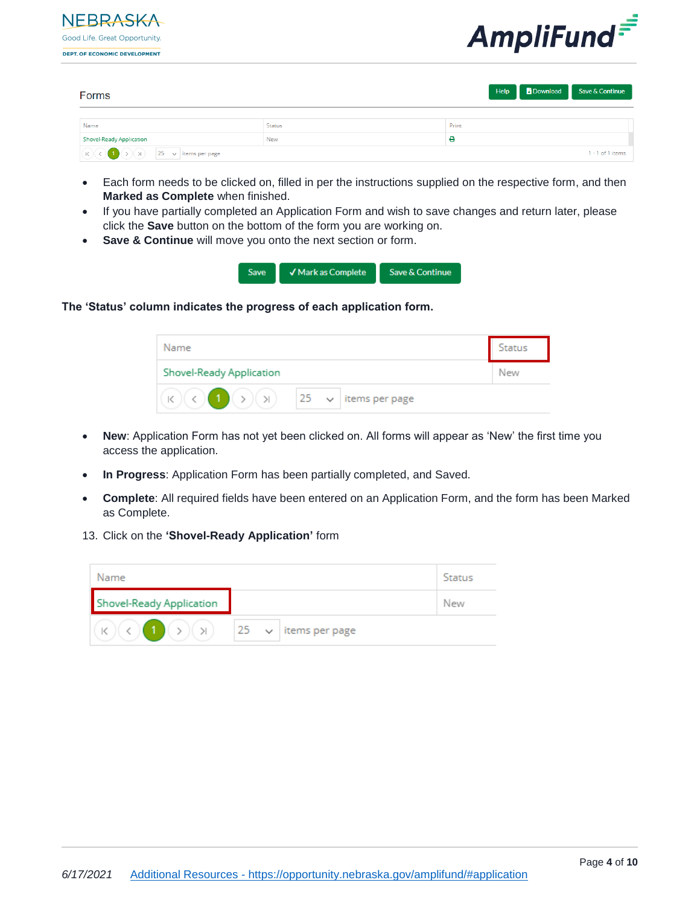Forms

| Name | Status | Print |
| --- | --- | --- |
| Shovel-Ready Application | New | |

- Each form needs to be clicked on, filled in per the instructions supplied on the respective form, and then **Marked as Complete** when finished.
- If you have partially completed an Application Form and wish to save changes and return later, please click the **Save** button on the bottom of the form you are working on.
- **Save & Continue** will move you onto the next section or form.

**The 'Status' column indicates the progress of each application form.**

| Name | Status |
| --- | --- |
| Shovel-Ready Application | New |

- **New**: Application Form has not yet been clicked on. All forms will appear as 'New' the first time you access the application.
- **In Progress**: Application Form has been partially completed, and Saved.
- **Complete**: All required fields have been entered on an Application Form, and the form has been Marked as Complete.

13. Click on the **'Shovel-Ready Application'** form

| Name | Status |
| --- | --- |
| Shovel-Ready Application | New |

6/17/2021 Additional Resources - https://opportunity.nebraska.gov/amplifund/#application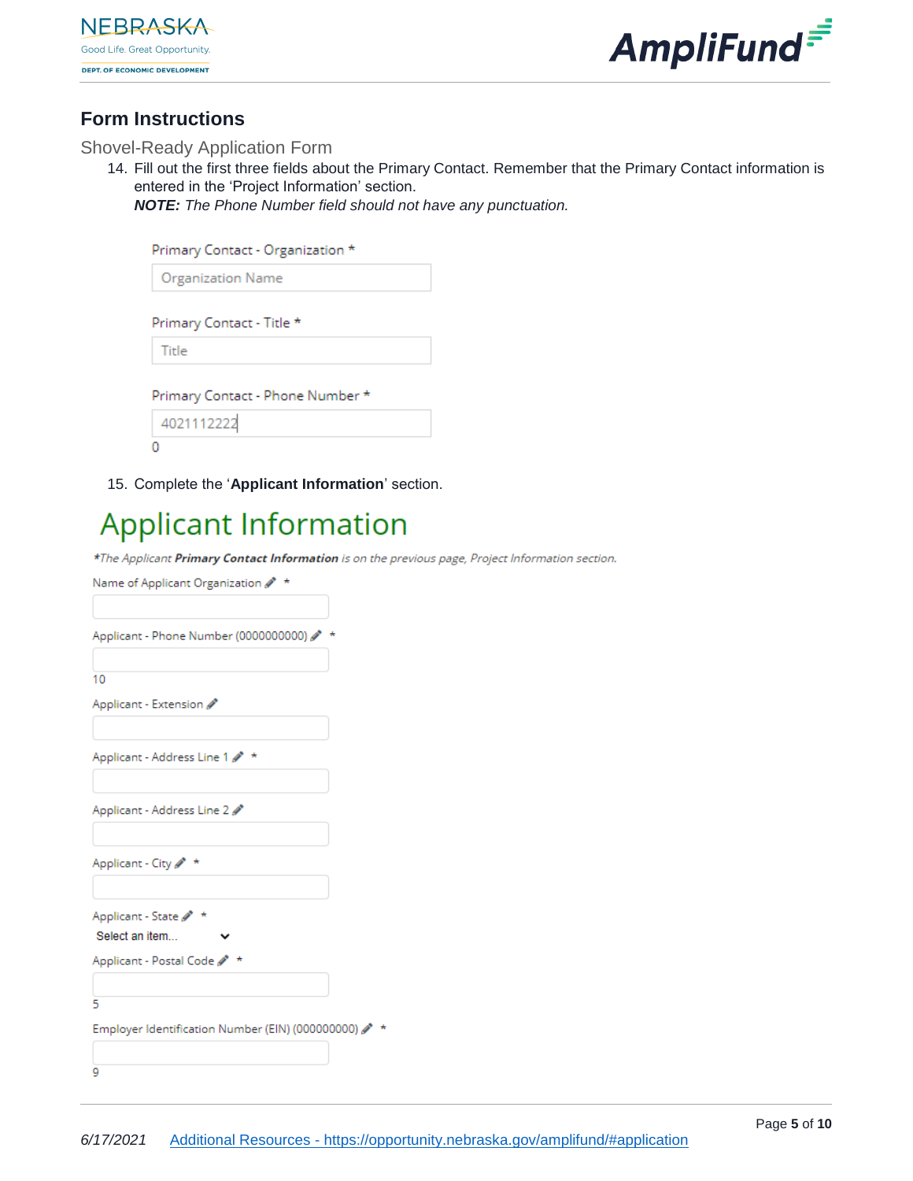## Form Instructions

Shovel-Ready Application Form

14. Fill out the first three fields about the Primary Contact. Remember that the Primary Contact information is entered in the 'Project Information' section.
    ***NOTE:*** *The Phone Number field should not have any punctuation.*

Primary Contact - Organization *

Organization Name

Primary Contact - Title *

Title

Primary Contact - Phone Number *

4021112222

0

15. Complete the '**Applicant Information**' section.

# Applicant Information

**The Applicant **Primary Contact Information** is on the previous page, Project Information section.*

Name of Applicant Organization *

Applicant - Phone Number (0000000000) *

10

Applicant - Extension

Applicant - Address Line 1 *

Applicant - Address Line 2

Applicant - City *

Applicant - State *

Select an item...

Applicant - Postal Code *

5

Employer Identification Number (EIN) (000000000) *

9

*6/17/2021* Additional Resources - https://opportunity.nebraska.gov/amplifund/#application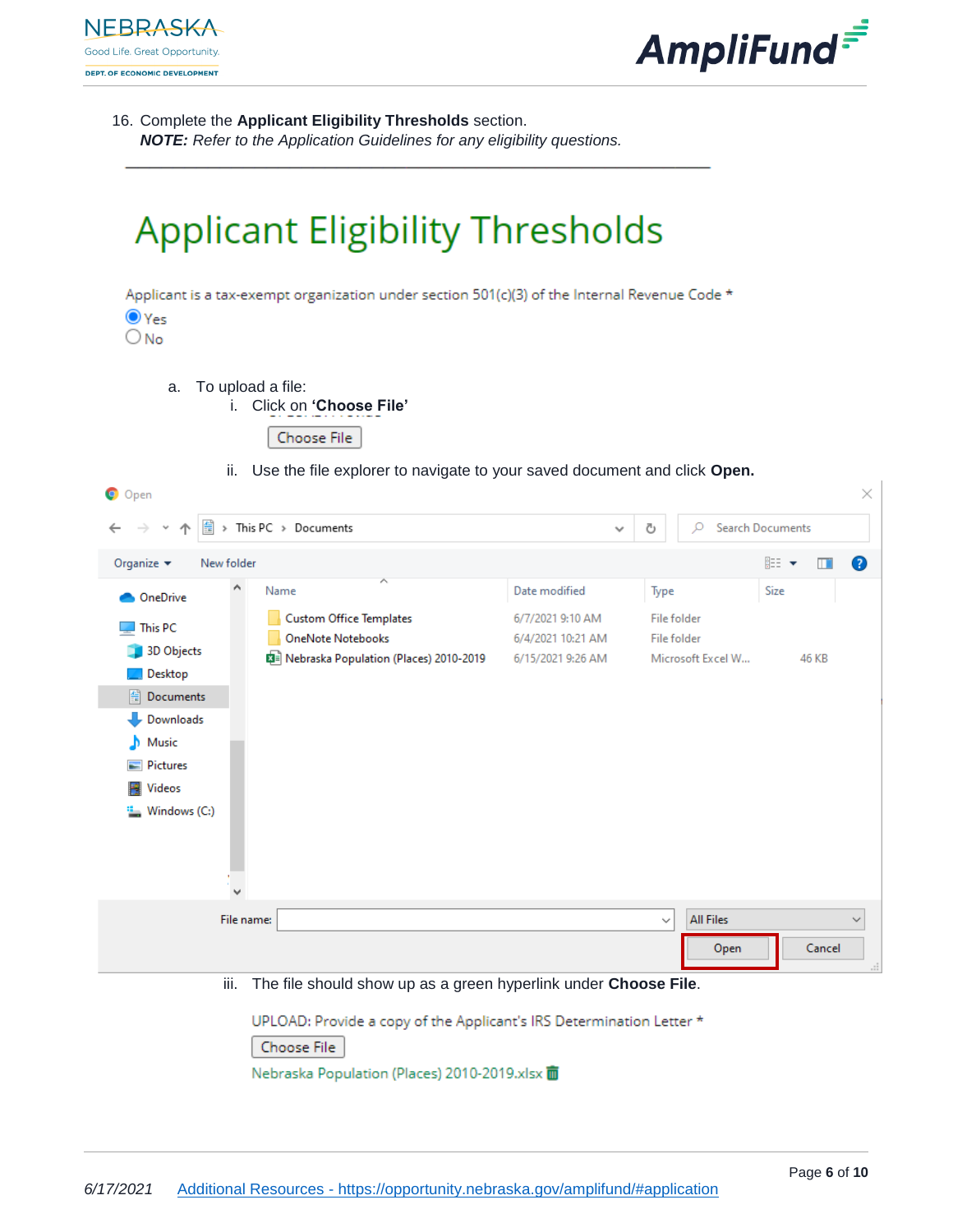16. Complete the **Applicant Eligibility Thresholds** section.
    ***NOTE:*** *Refer to the Application Guidelines for any eligibility questions.*

---

# Applicant Eligibility Thresholds

Applicant is a tax-exempt organization under section 501(c)(3) of the Internal Revenue Code *

- (●) Yes
- ( ) No

a. To upload a file:
   i. Click on **'Choose File'**

   Choose File

   ii. Use the file explorer to navigate to your saved document and click **Open.**

   Open

   This PC > Documents

   Search Documents

   Organize ▾ New folder

   OneDrive
   This PC
   3D Objects
   Desktop
   Documents
   Downloads
   Music
   Pictures
   Videos
   Windows (C:)

   | Name | Date modified | Type | Size |
   |---|---|---|---|
   | Custom Office Templates | 6/7/2021 9:10 AM | File folder | |
   | OneNote Notebooks | 6/4/2021 10:21 AM | File folder | |
   | Nebraska Population (Places) 2010-2019 | 6/15/2021 9:26 AM | Microsoft Excel W... | 46 KB |

   File name: All Files

   Open Cancel

   iii. The file should show up as a green hyperlink under **Choose File**.

   UPLOAD: Provide a copy of the Applicant's IRS Determination Letter *

   Choose File

   Nebraska Population (Places) 2010-2019.xlsx

6/17/2021 Additional Resources - https://opportunity.nebraska.gov/amplifund/#application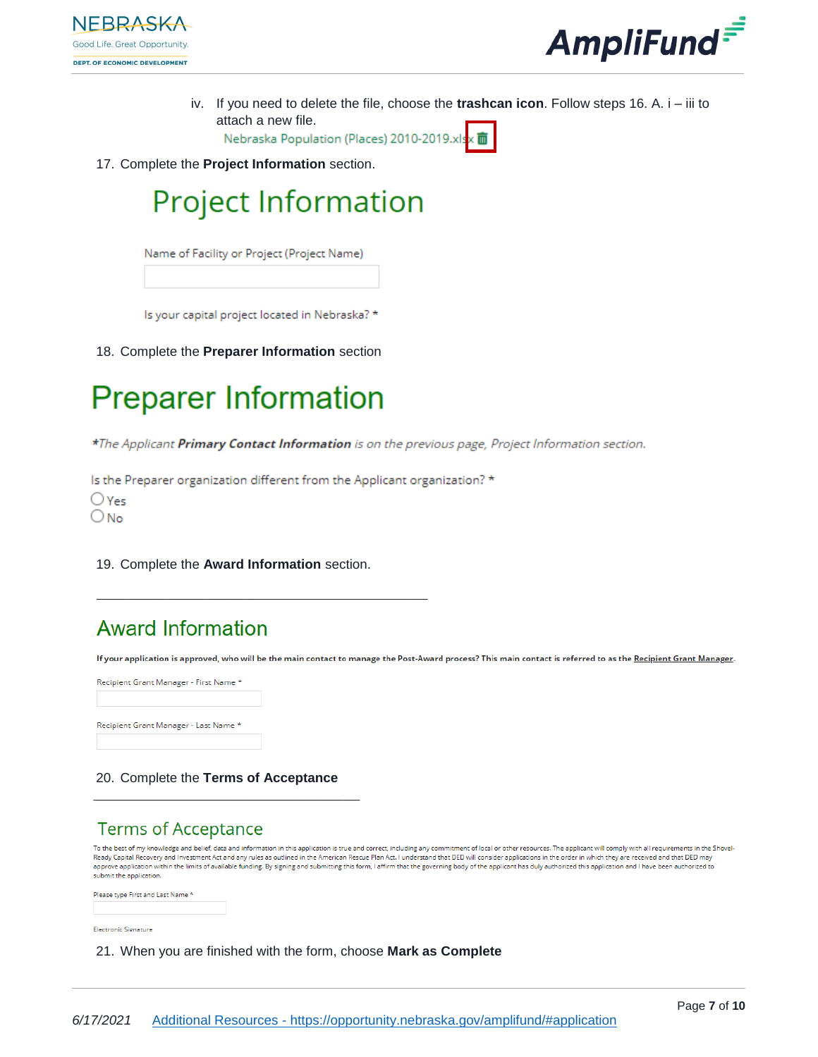iv. If you need to delete the file, choose the **trashcan icon**. Follow steps 16. A. i – iii to attach a new file.

Nebraska Population (Places) 2010-2019.xlsx

17. Complete the **Project Information** section.

# Project Information

Name of Facility or Project (Project Name)

Is your capital project located in Nebraska? *

18. Complete the **Preparer Information** section

# Preparer Information

*\*The Applicant **Primary Contact Information** is on the previous page, Project Information section.*

Is the Preparer organization different from the Applicant organization? *

- Yes
- No

19. Complete the **Award Information** section.

## Award Information

**If your application is approved, who will be the main contact to manage the Post-Award process? This main contact is referred to as the Recipient Grant Manager.**

Recipient Grant Manager - First Name *

Recipient Grant Manager - Last Name *

20. Complete the **Terms of Acceptance**

## Terms of Acceptance

To the best of my knowledge and belief, data and information in this application is true and correct, including any commitment of local or other resources. The applicant will comply with all requirements in the Shovel-Ready Capital Recovery and Investment Act and any rules as outlined in the American Rescue Plan Act. I understand that DED will consider applications in the order in which they are received and that DED may approve application within the limits of available funding. By signing and submitting this form, I affirm that the governing body of the applicant has duly authorized this application and I have been authorized to submit the application.

Please type First and Last Name *

Electronic Signature

21. When you are finished with the form, choose **Mark as Complete**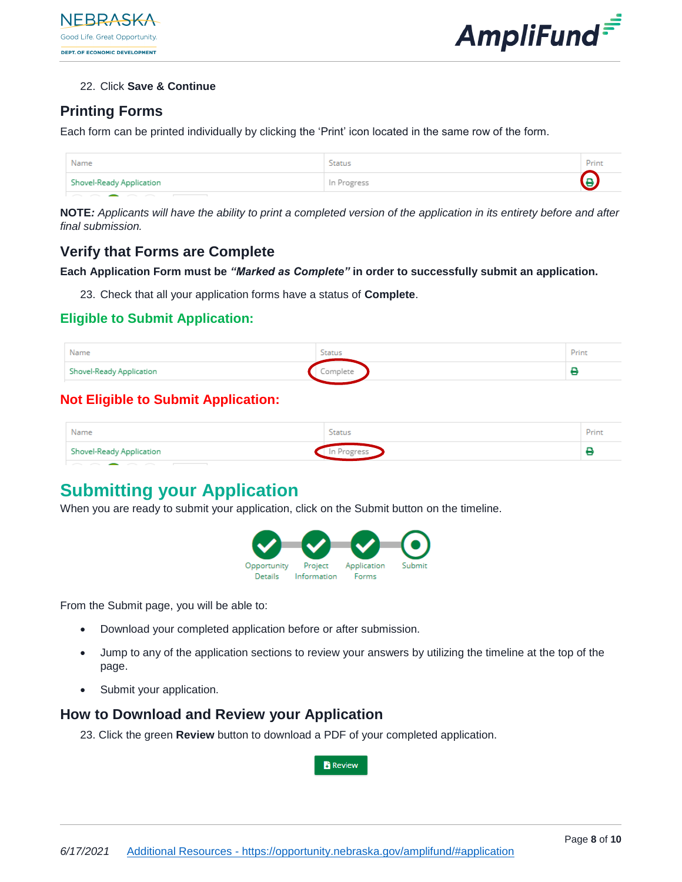22. Click **Save & Continue**

## Printing Forms

Each form can be printed individually by clicking the 'Print' icon located in the same row of the form.

| Name | Status | Print |
|---|---|---|
| Shovel-Ready Application | In Progress | |

**NOTE***: Applicants will have the ability to print a completed version of the application in its entirety before and after final submission.*

## Verify that Forms are Complete

**Each Application Form must be *"Marked as Complete"* in order to successfully submit an application.**

23. Check that all your application forms have a status of **Complete**.

### Eligible to Submit Application:

| Name | Status | Print |
|---|---|---|
| Shovel-Ready Application | Complete | |

### Not Eligible to Submit Application:

| Name | Status | Print |
|---|---|---|
| Shovel-Ready Application | In Progress | |

# Submitting your Application

When you are ready to submit your application, click on the Submit button on the timeline.

Opportunity Details — Project Information — Application Forms — Submit

From the Submit page, you will be able to:

- Download your completed application before or after submission.
- Jump to any of the application sections to review your answers by utilizing the timeline at the top of the page.
- Submit your application.

## How to Download and Review your Application

23. Click the green **Review** button to download a PDF of your completed application.

Review

6/17/2021 Additional Resources - https://opportunity.nebraska.gov/amplifund/#application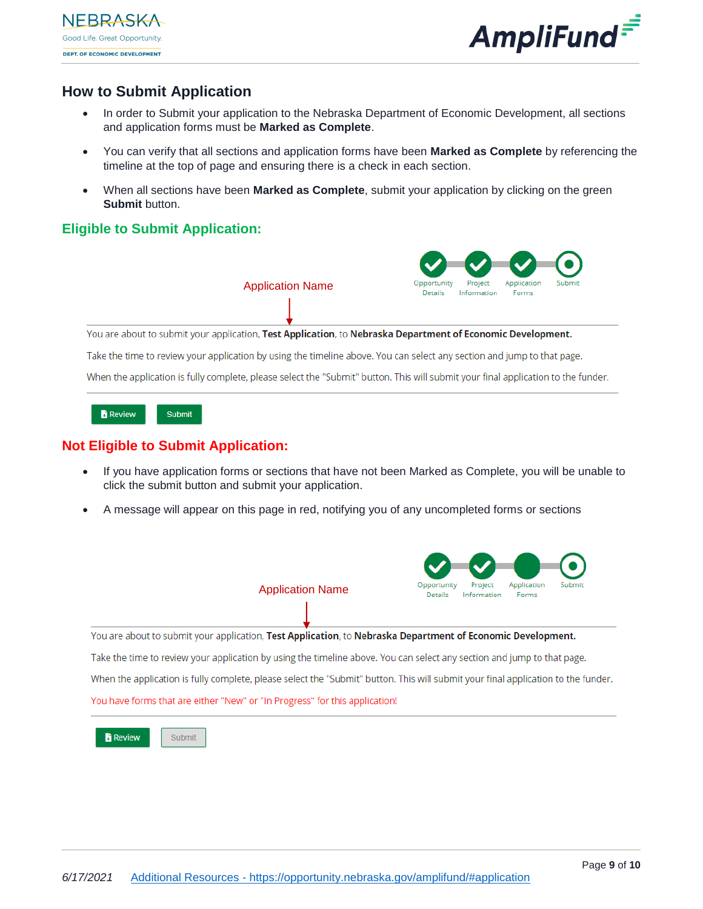## How to Submit Application

- In order to Submit your application to the Nebraska Department of Economic Development, all sections and application forms must be **Marked as Complete**.
- You can verify that all sections and application forms have been **Marked as Complete** by referencing the timeline at the top of page and ensuring there is a check in each section.
- When all sections have been **Marked as Complete**, submit your application by clicking on the green **Submit** button.

## Eligible to Submit Application:

Application Name

Opportunity Details — Project Information — Application Forms — Submit

You are about to submit your application, **Test Application**, to **Nebraska Department of Economic Development.**

Take the time to review your application by using the timeline above. You can select any section and jump to that page.

When the application is fully complete, please select the "Submit" button. This will submit your final application to the funder.

Review | Submit

## Not Eligible to Submit Application:

- If you have application forms or sections that have not been Marked as Complete, you will be unable to click the submit button and submit your application.
- A message will appear on this page in red, notifying you of any uncompleted forms or sections

Application Name

Opportunity Details — Project Information — Application Forms — Submit

You are about to submit your application, **Test Application**, to **Nebraska Department of Economic Development.**

Take the time to review your application by using the timeline above. You can select any section and jump to that page.

When the application is fully complete, please select the "Submit" button. This will submit your final application to the funder.

You have forms that are either "New" or "In Progress" for this application!

Review | Submit

*6/17/2021* Additional Resources - https://opportunity.nebraska.gov/amplifund/#application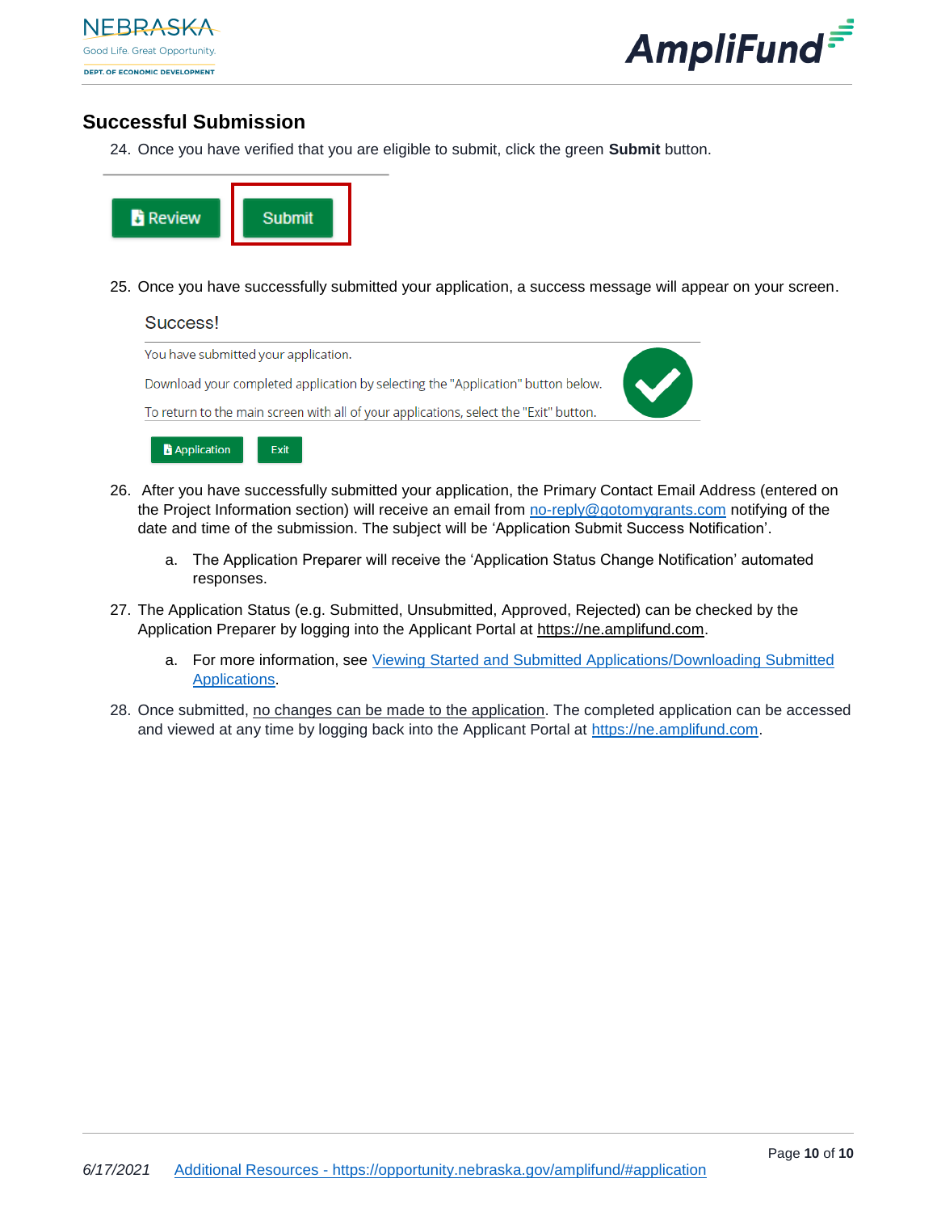## Successful Submission

24. Once you have verified that you are eligible to submit, click the green **Submit** button.

Review Submit

25. Once you have successfully submitted your application, a success message will appear on your screen.

Success!

You have submitted your application.

Download your completed application by selecting the "Application" button below.

To return to the main screen with all of your applications, select the "Exit" button.

Application Exit

26. After you have successfully submitted your application, the Primary Contact Email Address (entered on the Project Information section) will receive an email from no-reply@gotomygrants.com notifying of the date and time of the submission. The subject will be 'Application Submit Success Notification'.
    a. The Application Preparer will receive the 'Application Status Change Notification' automated responses.
27. The Application Status (e.g. Submitted, Unsubmitted, Approved, Rejected) can be checked by the Application Preparer by logging into the Applicant Portal at https://ne.amplifund.com.
    a. For more information, see Viewing Started and Submitted Applications/Downloading Submitted Applications.
28. Once submitted, no changes can be made to the application. The completed application can be accessed and viewed at any time by logging back into the Applicant Portal at https://ne.amplifund.com.